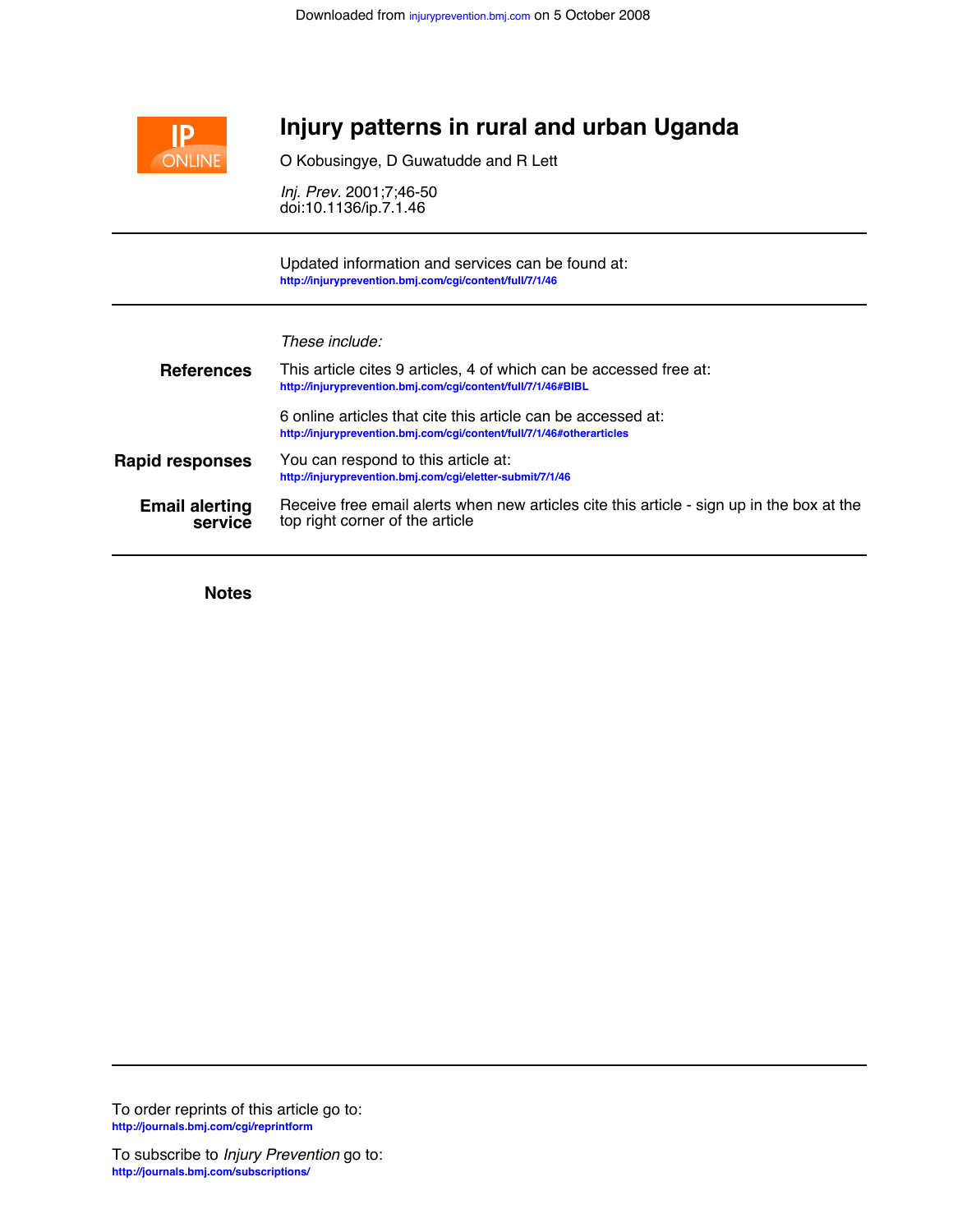# Injury patterns in rural and urban Uganda

O Kobusingye, D Guwatudde and R Lett

*Inj. Prev.* 2001;7;46-50
doi:10.1136/ip.7.1.46

Updated information and services can be found at:
http://injuryprevention.bmj.com/cgi/content/full/7/1/46

*These include:*

**References**

This article cites 9 articles, 4 of which can be accessed free at:
http://injuryprevention.bmj.com/cgi/content/full/7/1/46#BIBL

6 online articles that cite this article can be accessed at:
http://injuryprevention.bmj.com/cgi/content/full/7/1/46#otherarticles

**Rapid responses**

You can respond to this article at:
http://injuryprevention.bmj.com/cgi/eletter-submit/7/1/46

**Email alerting service**

Receive free email alerts when new articles cite this article - sign up in the box at the top right corner of the article

**Notes**

To order reprints of this article go to:
http://journals.bmj.com/cgi/reprintform

To subscribe to *Injury Prevention* go to:
http://journals.bmj.com/subscriptions/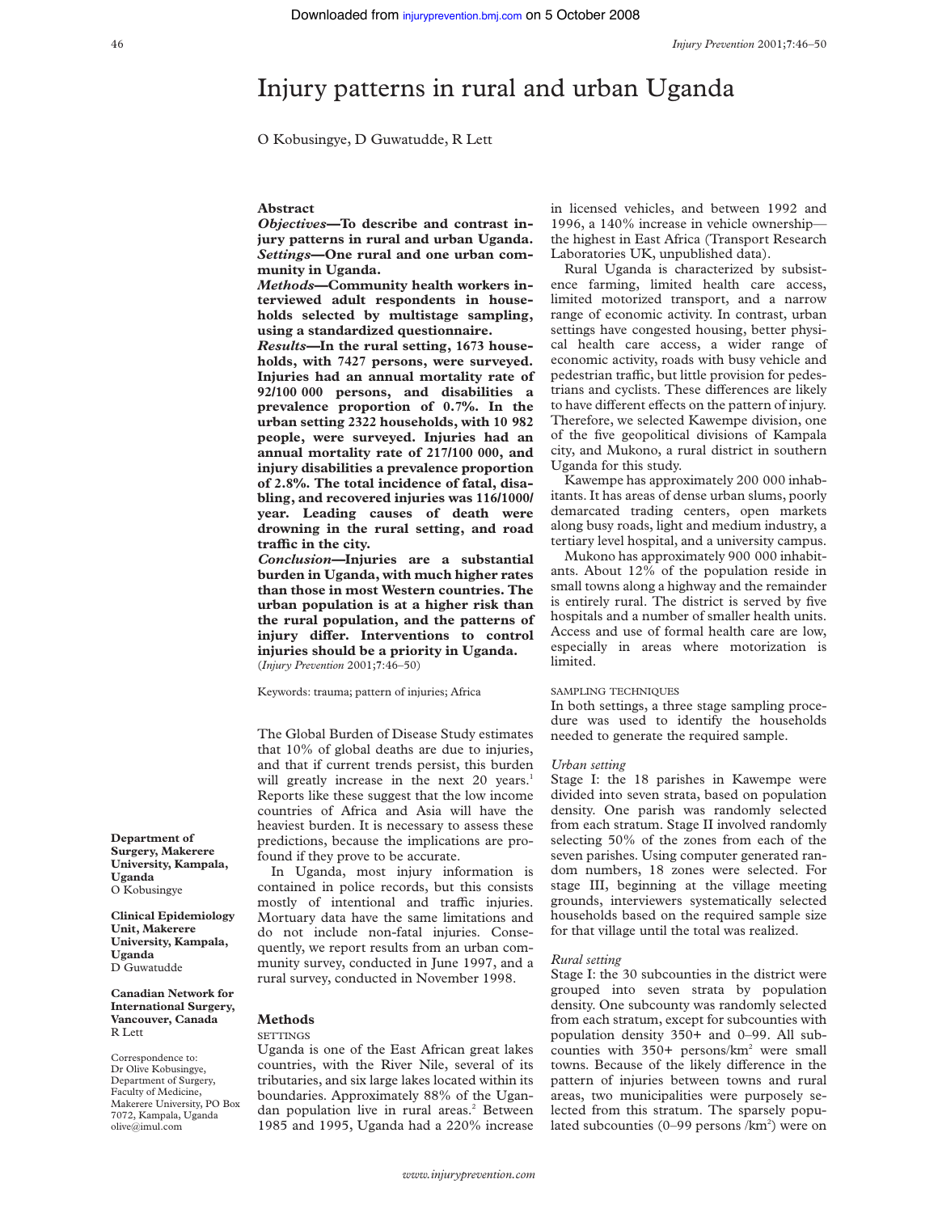# Injury patterns in rural and urban Uganda

O Kobusingye, D Guwatudde, R Lett

## Abstract

***Objectives*—To describe and contrast injury patterns in rural and urban Uganda.**
***Settings*—One rural and one urban community in Uganda.**
***Methods*—Community health workers interviewed adult respondents in households selected by multistage sampling, using a standardized questionnaire.**
***Results*—In the rural setting, 1673 households, with 7427 persons, were surveyed. Injuries had an annual mortality rate of 92/100 000 persons, and disabilities a prevalence proportion of 0.7%. In the urban setting 2322 households, with 10 982 people, were surveyed. Injuries had an annual mortality rate of 217/100 000, and injury disabilities a prevalence proportion of 2.8%. The total incidence of fatal, disabling, and recovered injuries was 116/1000/year. Leading causes of death were drowning in the rural setting, and road traffic in the city.**
***Conclusion*—Injuries are a substantial burden in Uganda, with much higher rates than those in most Western countries. The urban population is at a higher risk than the rural population, and the patterns of injury differ. Interventions to control injuries should be a priority in Uganda.**
(*Injury Prevention* 2001;7:46–50)

Keywords: trauma; pattern of injuries; Africa

**Department of Surgery, Makerere University, Kampala, Uganda**
O Kobusingye

**Clinical Epidemiology Unit, Makerere University, Kampala, Uganda**
D Guwatudde

**Canadian Network for International Surgery, Vancouver, Canada**
R Lett

Correspondence to: Dr Olive Kobusingye, Department of Surgery, Faculty of Medicine, Makerere University, PO Box 7072, Kampala, Uganda olive@imul.com

The Global Burden of Disease Study estimates that 10% of global deaths are due to injuries, and that if current trends persist, this burden will greatly increase in the next 20 years.[1] Reports like these suggest that the low income countries of Africa and Asia will have the heaviest burden. It is necessary to assess these predictions, because the implications are profound if they prove to be accurate.

In Uganda, most injury information is contained in police records, but this consists mostly of intentional and traffic injuries. Mortuary data have the same limitations and do not include non-fatal injuries. Consequently, we report results from an urban community survey, conducted in June 1997, and a rural survey, conducted in November 1998.

## Methods

### SETTINGS

Uganda is one of the East African great lakes countries, with the River Nile, several of its tributaries, and six large lakes located within its boundaries. Approximately 88% of the Ugandan population live in rural areas.[2] Between 1985 and 1995, Uganda had a 220% increase in licensed vehicles, and between 1992 and 1996, a 140% increase in vehicle ownership—the highest in East Africa (Transport Research Laboratories UK, unpublished data).

Rural Uganda is characterized by subsistence farming, limited health care access, limited motorized transport, and a narrow range of economic activity. In contrast, urban settings have congested housing, better physical health care access, a wider range of economic activity, roads with busy vehicle and pedestrian traffic, but little provision for pedestrians and cyclists. These differences are likely to have different effects on the pattern of injury. Therefore, we selected Kawempe division, one of the five geopolitical divisions of Kampala city, and Mukono, a rural district in southern Uganda for this study.

Kawempe has approximately 200 000 inhabitants. It has areas of dense urban slums, poorly demarcated trading centers, open markets along busy roads, light and medium industry, a tertiary level hospital, and a university campus.

Mukono has approximately 900 000 inhabitants. About 12% of the population reside in small towns along a highway and the remainder is entirely rural. The district is served by five hospitals and a number of smaller health units. Access and use of formal health care are low, especially in areas where motorization is limited.

### SAMPLING TECHNIQUES

In both settings, a three stage sampling procedure was used to identify the households needed to generate the required sample.

*Urban setting*

Stage I: the 18 parishes in Kawempe were divided into seven strata, based on population density. One parish was randomly selected from each stratum. Stage II involved randomly selecting 50% of the zones from each of the seven parishes. Using computer generated random numbers, 18 zones were selected. For stage III, beginning at the village meeting grounds, interviewers systematically selected households based on the required sample size for that village until the total was realized.

*Rural setting*

Stage I: the 30 subcounties in the district were grouped into seven strata by population density. One subcounty was randomly selected from each stratum, except for subcounties with population density 350+ and 0–99. All subcounties with 350+ persons/km$^2$ were small towns. Because of the likely difference in the pattern of injuries between towns and rural areas, two municipalities were purposely selected from this stratum. The sparsely populated subcounties (0–99 persons /km$^2$) were on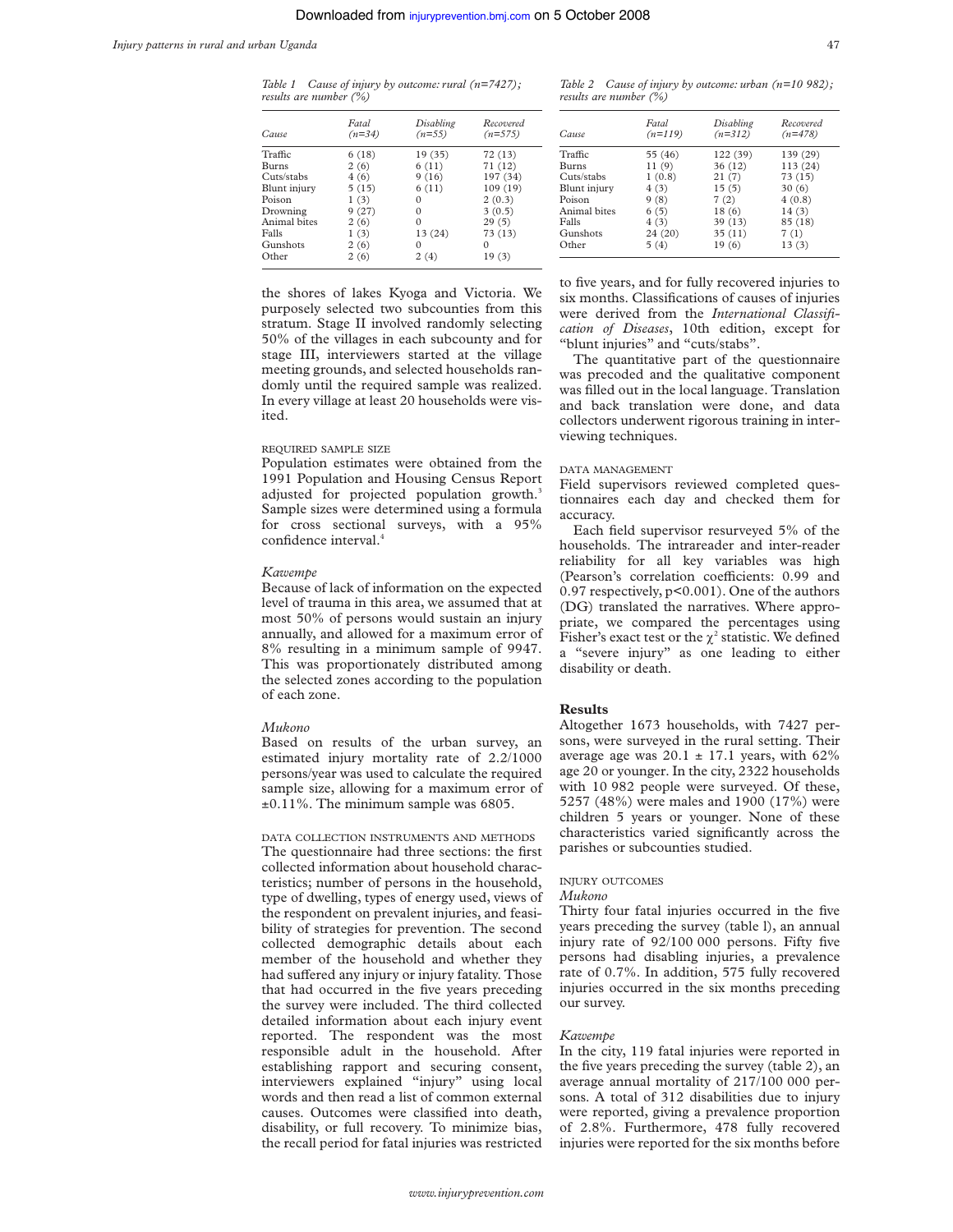Table 1 Cause of injury by outcome: rural (n=7427); results are number (%)

| Cause | Fatal (n=34) | Disabling (n=55) | Recovered (n=575) |
|---|---|---|---|
| Traffic | 6 (18) | 19 (35) | 72 (13) |
| Burns | 2 (6) | 6 (11) | 71 (12) |
| Cuts/stabs | 4 (6) | 9 (16) | 197 (34) |
| Blunt injury | 5 (15) | 6 (11) | 109 (19) |
| Poison | 1 (3) | 0 | 2 (0.3) |
| Drowning | 9 (27) | 0 | 3 (0.5) |
| Animal bites | 2 (6) | 0 | 29 (5) |
| Falls | 1 (3) | 13 (24) | 73 (13) |
| Gunshots | 2 (6) | 0 | 0 |
| Other | 2 (6) | 2 (4) | 19 (3) |

Table 2 Cause of injury by outcome: urban (n=10 982); results are number (%)

| Cause | Fatal (n=119) | Disabling (n=312) | Recovered (n=478) |
|---|---|---|---|
| Traffic | 55 (46) | 122 (39) | 139 (29) |
| Burns | 11 (9) | 36 (12) | 113 (24) |
| Cuts/stabs | 1 (0.8) | 21 (7) | 73 (15) |
| Blunt injury | 4 (3) | 15 (5) | 30 (6) |
| Poison | 9 (8) | 7 (2) | 4 (0.8) |
| Animal bites | 6 (5) | 18 (6) | 14 (3) |
| Falls | 4 (3) | 39 (13) | 85 (18) |
| Gunshots | 24 (20) | 35 (11) | 7 (1) |
| Other | 5 (4) | 19 (6) | 13 (3) |

the shores of lakes Kyoga and Victoria. We purposely selected two subcounties from this stratum. Stage II involved randomly selecting 50% of the villages in each subcounty and for stage III, interviewers started at the village meeting grounds, and selected households randomly until the required sample was realized. In every village at least 20 households were visited.

### REQUIRED SAMPLE SIZE

Population estimates were obtained from the 1991 Population and Housing Census Report adjusted for projected population growth.[3] Sample sizes were determined using a formula for cross sectional surveys, with a 95% confidence interval.[4]

*Kawempe*

Because of lack of information on the expected level of trauma in this area, we assumed that at most 50% of persons would sustain an injury annually, and allowed for a maximum error of 8% resulting in a minimum sample of 9947. This was proportionately distributed among the selected zones according to the population of each zone.

*Mukono*

Based on results of the urban survey, an estimated injury mortality rate of 2.2/1000 persons/year was used to calculate the required sample size, allowing for a maximum error of ±0.11%. The minimum sample was 6805.

### DATA COLLECTION INSTRUMENTS AND METHODS

The questionnaire had three sections: the first collected information about household characteristics; number of persons in the household, type of dwelling, types of energy used, views of the respondent on prevalent injuries, and feasibility of strategies for prevention. The second collected demographic details about each member of the household and whether they had suffered any injury or injury fatality. Those that had occurred in the five years preceding the survey were included. The third collected detailed information about each injury event reported. The respondent was the most responsible adult in the household. After establishing rapport and securing consent, interviewers explained "injury" using local words and then read a list of common external causes. Outcomes were classified into death, disability, or full recovery. To minimize bias, the recall period for fatal injuries was restricted to five years, and for fully recovered injuries to six months. Classifications of causes of injuries were derived from the *International Classification of Diseases*, 10th edition, except for "blunt injuries" and "cuts/stabs".

The quantitative part of the questionnaire was precoded and the qualitative component was filled out in the local language. Translation and back translation were done, and data collectors underwent rigorous training in interviewing techniques.

### DATA MANAGEMENT

Field supervisors reviewed completed questionnaires each day and checked them for accuracy.

Each field supervisor resurveyed 5% of the households. The intrareader and inter-reader reliability for all key variables was high (Pearson's correlation coefficients: 0.99 and 0.97 respectively, $p<0.001$). One of the authors (DG) translated the narratives. Where appropriate, we compared the percentages using Fisher's exact test or the $\chi^2$ statistic. We defined a "severe injury" as one leading to either disability or death.

## Results

Altogether 1673 households, with 7427 persons, were surveyed in the rural setting. Their average age was 20.1 ± 17.1 years, with 62% age 20 or younger. In the city, 2322 households with 10 982 people were surveyed. Of these, 5257 (48%) were males and 1900 (17%) were children 5 years or younger. None of these characteristics varied significantly across the parishes or subcounties studied.

### INJURY OUTCOMES

*Mukono*

Thirty four fatal injuries occurred in the five years preceding the survey (table 1), an annual injury rate of 92/100 000 persons. Fifty five persons had disabling injuries, a prevalence rate of 0.7%. In addition, 575 fully recovered injuries occurred in the six months preceding our survey.

*Kawempe*

In the city, 119 fatal injuries were reported in the five years preceding the survey (table 2), an average annual mortality of 217/100 000 persons. A total of 312 disabilities due to injury were reported, giving a prevalence proportion of 2.8%. Furthermore, 478 fully recovered injuries were reported for the six months before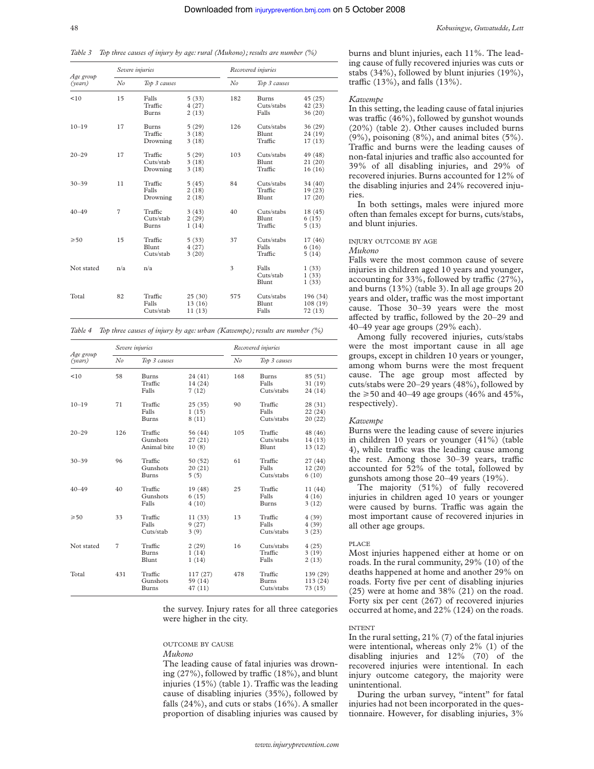Table 3 Top three causes of injury by age: rural (Mukono); results are number (%)

| Age group (years) | Severe injuries | | | Recovered injuries | | |
|---|---|---|---|---|---|---|
| | No | Top 3 causes | | No | Top 3 causes | |
| <10 | 15 | Falls<br>Traffic<br>Burns | 5 (33)<br>4 (27)<br>2 (13) | 182 | Burns<br>Cuts/stabs<br>Falls | 45 (25)<br>42 (23)<br>36 (20) |
| 10–19 | 17 | Burns<br>Traffic<br>Drowning | 5 (29)<br>3 (18)<br>3 (18) | 126 | Cuts/stabs<br>Blunt<br>Traffic | 36 (29)<br>24 (19)<br>17 (13) |
| 20–29 | 17 | Traffic<br>Cuts/stab<br>Drowning | 5 (29)<br>3 (18)<br>3 (18) | 103 | Cuts/stabs<br>Blunt<br>Traffic | 49 (48)<br>21 (20)<br>16 (16) |
| 30–39 | 11 | Traffic<br>Falls<br>Drowning | 5 (45)<br>2 (18)<br>2 (18) | 84 | Cuts/stabs<br>Traffic<br>Blunt | 34 (40)<br>19 (23)<br>17 (20) |
| 40–49 | 7 | Traffic<br>Cuts/stab<br>Burns | 3 (43)<br>2 (29)<br>1 (14) | 40 | Cuts/stabs<br>Blunt<br>Traffic | 18 (45)<br>6 (15)<br>5 (13) |
| ⩾50 | 15 | Traffic<br>Blunt<br>Cuts/stab | 5 (33)<br>4 (27)<br>3 (20) | 37 | Cuts/stabs<br>Falls<br>Traffic | 17 (46)<br>6 (16)<br>5 (14) |
| Not stated | n/a | n/a | | 3 | Falls<br>Cuts/stab<br>Blunt | 1 (33)<br>1 (33)<br>1 (33) |
| Total | 82 | Traffic<br>Falls<br>Cuts/stab | 25 (30)<br>13 (16)<br>11 (13) | 575 | Cuts/stabs<br>Blunt<br>Falls | 196 (34)<br>108 (19)<br>72 (13) |

Table 4 Top three causes of injury by age: urban (Kawempe); results are number (%)

| Age group (years) | Severe injuries | | | Recovered injuries | | |
|---|---|---|---|---|---|---|
| | No | Top 3 causes | | No | Top 3 causes | |
| <10 | 58 | Burns<br>Traffic<br>Falls | 24 (41)<br>14 (24)<br>7 (12) | 168 | Burns<br>Falls<br>Cuts/stabs | 85 (51)<br>31 (19)<br>24 (14) |
| 10–19 | 71 | Traffic<br>Falls<br>Burns | 25 (35)<br>1 (15)<br>8 (11) | 90 | Traffic<br>Falls<br>Cuts/stabs | 28 (31)<br>22 (24)<br>20 (22) |
| 20–29 | 126 | Traffic<br>Gunshots<br>Animal bite | 56 (44)<br>27 (21)<br>10 (8) | 105 | Traffic<br>Cuts/stabs<br>Blunt | 48 (46)<br>14 (13)<br>13 (12) |
| 30–39 | 96 | Traffic<br>Gunshots<br>Burns | 50 (52)<br>20 (21)<br>5 (5) | 61 | Traffic<br>Falls<br>Cuts/stabs | 27 (44)<br>12 (20)<br>6 (10) |
| 40–49 | 40 | Traffic<br>Gunshots<br>Falls | 19 (48)<br>6 (15)<br>4 (10) | 25 | Traffic<br>Falls<br>Burns | 11 (44)<br>4 (16)<br>3 (12) |
| ⩾50 | 33 | Traffic<br>Falls<br>Cuts/stab | 11 (33)<br>9 (27)<br>3 (9) | 13 | Traffic<br>Falls<br>Cuts/stabs | 4 (39)<br>4 (39)<br>3 (23) |
| Not stated | 7 | Traffic<br>Burns<br>Blunt | 2 (29)<br>1 (14)<br>1 (14) | 16 | Cuts/stabs<br>Traffic<br>Falls | 4 (25)<br>3 (19)<br>2 (13) |
| Total | 431 | Traffic<br>Gunshots<br>Burns | 117 (27)<br>59 (14)<br>47 (11) | 478 | Traffic<br>Burns<br>Cuts/stabs | 139 (29)<br>113 (24)<br>73 (15) |

the survey. Injury rates for all three categories were higher in the city.

#### OUTCOME BY CAUSE

*Mukono*

The leading cause of fatal injuries was drowning (27%), followed by traffic (18%), and blunt injuries (15%) (table 1). Traffic was the leading cause of disabling injuries (35%), followed by falls (24%), and cuts or stabs (16%). A smaller proportion of disabling injuries was caused by burns and blunt injuries, each 11%. The leading cause of fully recovered injuries was cuts or stabs (34%), followed by blunt injuries (19%), traffic (13%), and falls (13%).

*Kawempe*

In this setting, the leading cause of fatal injuries was traffic (46%), followed by gunshot wounds (20%) (table 2). Other causes included burns (9%), poisoning (8%), and animal bites (5%). Traffic and burns were the leading causes of non-fatal injuries and traffic also accounted for 39% of all disabling injuries, and 29% of recovered injuries. Burns accounted for 12% of the disabling injuries and 24% recovered injuries.

In both settings, males were injured more often than females except for burns, cuts/stabs, and blunt injuries.

#### INJURY OUTCOME BY AGE

*Mukono*

Falls were the most common cause of severe injuries in children aged 10 years and younger, accounting for 33%, followed by traffic (27%), and burns (13%) (table 3). In all age groups 20 years and older, traffic was the most important cause. Those 30–39 years were the most affected by traffic, followed by the 20–29 and 40–49 year age groups (29% each).

Among fully recovered injuries, cuts/stabs were the most important cause in all age groups, except in children 10 years or younger, among whom burns were the most frequent cause. The age group most affected by cuts/stabs were 20–29 years (48%), followed by the ⩾50 and 40–49 age groups (46% and 45%, respectively).

*Kawempe*

Burns were the leading cause of severe injuries in children 10 years or younger (41%) (table 4), while traffic was the leading cause among the rest. Among those 30–39 years, traffic accounted for 52% of the total, followed by gunshots among those 20–49 years (19%).

The majority (51%) of fully recovered injuries in children aged 10 years or younger were caused by burns. Traffic was again the most important cause of recovered injuries in all other age groups.

#### PLACE

Most injuries happened either at home or on roads. In the rural community, 29% (10) of the deaths happened at home and another 29% on roads. Forty five per cent of disabling injuries (25) were at home and 38% (21) on the road. Forty six per cent (267) of recovered injuries occurred at home, and 22% (124) on the roads.

#### INTENT

In the rural setting, 21% (7) of the fatal injuries were intentional, whereas only 2% (1) of the disabling injuries and 12% (70) of the recovered injuries were intentional. In each injury outcome category, the majority were unintentional.

During the urban survey, "intent" for fatal injuries had not been incorporated in the questionnaire. However, for disabling injuries, 3%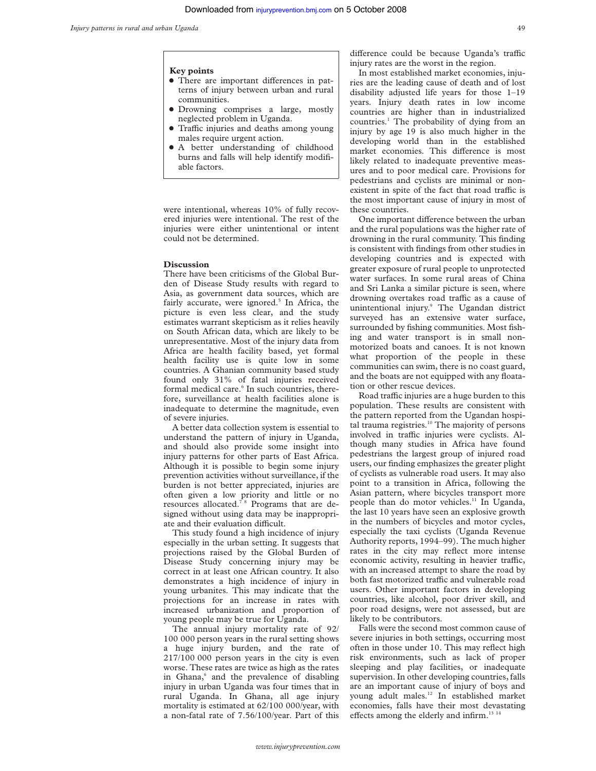**Key points**

- There are important differences in patterns of injury between urban and rural communities.
- Drowning comprises a large, mostly neglected problem in Uganda.
- Traffic injuries and deaths among young males require urgent action.
- A better understanding of childhood burns and falls will help identify modifiable factors.

were intentional, whereas 10% of fully recovered injuries were intentional. The rest of the injuries were either unintentional or intent could not be determined.

## Discussion

There have been criticisms of the Global Burden of Disease Study results with regard to Asia, as government data sources, which are fairly accurate, were ignored.[5] In Africa, the picture is even less clear, and the study estimates warrant skepticism as it relies heavily on South African data, which are likely to be unrepresentative. Most of the injury data from Africa are health facility based, yet formal health facility use is quite low in some countries. A Ghanian community based study found only 31% of fatal injuries received formal medical care.[6] In such countries, therefore, surveillance at health facilities alone is inadequate to determine the magnitude, even of severe injuries.

A better data collection system is essential to understand the pattern of injury in Uganda, and should also provide some insight into injury patterns for other parts of East Africa. Although it is possible to begin some injury prevention activities without surveillance, if the burden is not better appreciated, injuries are often given a low priority and little or no resources allocated.[7,8] Programs that are designed without using data may be inappropriate and their evaluation difficult.

This study found a high incidence of injury especially in the urban setting. It suggests that projections raised by the Global Burden of Disease Study concerning injury may be correct in at least one African country. It also demonstrates a high incidence of injury in young urbanites. This may indicate that the projections for an increase in rates with increased urbanization and proportion of young people may be true for Uganda.

The annual injury mortality rate of 92/100 000 person years in the rural setting shows a huge injury burden, and the rate of 217/100 000 person years in the city is even worse. These rates are twice as high as the rates in Ghana,[6] and the prevalence of disabling injury in urban Uganda was four times that in rural Uganda. In Ghana, all age injury mortality is estimated at 62/100 000/year, with a non-fatal rate of 7.56/100/year. Part of this difference could be because Uganda's traffic injury rates are the worst in the region.

In most established market economies, injuries are the leading cause of death and of lost disability adjusted life years for those 1–19 years. Injury death rates in low income countries are higher than in industrialized countries.[1] The probability of dying from an injury by age 19 is also much higher in the developing world than in the established market economies. This difference is most likely related to inadequate preventive measures and to poor medical care. Provisions for pedestrians and cyclists are minimal or nonexistent in spite of the fact that road traffic is the most important cause of injury in most of these countries.

One important difference between the urban and the rural populations was the higher rate of drowning in the rural community. This finding is consistent with findings from other studies in developing countries and is expected with greater exposure of rural people to unprotected water surfaces. In some rural areas of China and Sri Lanka a similar picture is seen, where drowning overtakes road traffic as a cause of unintentional injury.[9] The Ugandan district surveyed has an extensive water surface, surrounded by fishing communities. Most fishing and water transport is in small nonmotorized boats and canoes. It is not known what proportion of the people in these communities can swim, there is no coast guard, and the boats are not equipped with any floatation or other rescue devices.

Road traffic injuries are a huge burden to this population. These results are consistent with the pattern reported from the Ugandan hospital trauma registries.[10] The majority of persons involved in traffic injuries were cyclists. Although many studies in Africa have found pedestrians the largest group of injured road users, our finding emphasizes the greater plight of cyclists as vulnerable road users. It may also point to a transition in Africa, following the Asian pattern, where bicycles transport more people than do motor vehicles.[11] In Uganda, the last 10 years have seen an explosive growth in the numbers of bicycles and motor cycles, especially the taxi cyclists (Uganda Revenue Authority reports, 1994–99). The much higher rates in the city may reflect more intense economic activity, resulting in heavier traffic, with an increased attempt to share the road by both fast motorized traffic and vulnerable road users. Other important factors in developing countries, like alcohol, poor driver skill, and poor road designs, were not assessed, but are likely to be contributors.

Falls were the second most common cause of severe injuries in both settings, occurring most often in those under 10. This may reflect high risk environments, such as lack of proper sleeping and play facilities, or inadequate supervision. In other developing countries, falls are an important cause of injury of boys and young adult males.[12] In established market economies, falls have their most devastating effects among the elderly and infirm.[13,14]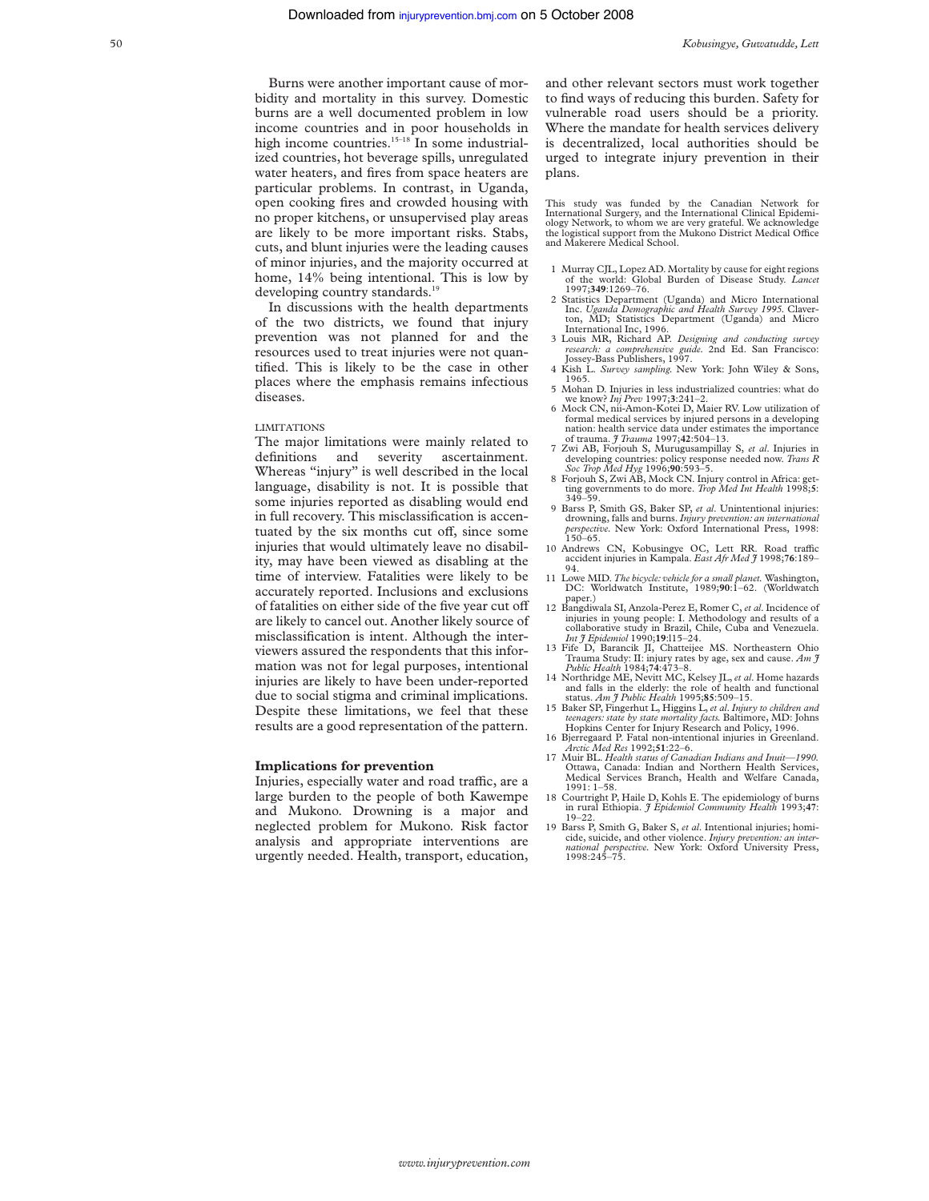Burns were another important cause of morbidity and mortality in this survey. Domestic burns are a well documented problem in low income countries and in poor households in high income countries.[15–18] In some industrialized countries, hot beverage spills, unregulated water heaters, and fires from space heaters are particular problems. In contrast, in Uganda, open cooking fires and crowded housing with no proper kitchens, or unsupervised play areas are likely to be more important risks. Stabs, cuts, and blunt injuries were the leading causes of minor injuries, and the majority occurred at home, 14% being intentional. This is low by developing country standards.[19]

In discussions with the health departments of the two districts, we found that injury prevention was not planned for and the resources used to treat injuries were not quantified. This is likely to be the case in other places where the emphasis remains infectious diseases.

LIMITATIONS

The major limitations were mainly related to definitions and severity ascertainment. Whereas "injury" is well described in the local language, disability is not. It is possible that some injuries reported as disabling would end in full recovery. This misclassification is accentuated by the six months cut off, since some injuries that would ultimately leave no disability, may have been viewed as disabling at the time of interview. Fatalities were likely to be accurately reported. Inclusions and exclusions of fatalities on either side of the five year cut off are likely to cancel out. Another likely source of misclassification is intent. Although the interviewers assured the respondents that this information was not for legal purposes, intentional injuries are likely to have been under-reported due to social stigma and criminal implications. Despite these limitations, we feel that these results are a good representation of the pattern.

## Implications for prevention

Injuries, especially water and road traffic, are a large burden to the people of both Kawempe and Mukono. Drowning is a major and neglected problem for Mukono. Risk factor analysis and appropriate interventions are urgently needed. Health, transport, education, and other relevant sectors must work together to find ways of reducing this burden. Safety for vulnerable road users should be a priority. Where the mandate for health services delivery is decentralized, local authorities should be urged to integrate injury prevention in their plans.

This study was funded by the Canadian Network for International Surgery, and the International Clinical Epidemiology Network, to whom we are very grateful. We acknowledge the logistical support from the Mukono District Medical Office and Makerere Medical School.

1. Murray CJL, Lopez AD. Mortality by cause for eight regions of the world: Global Burden of Disease Study. *Lancet* 1997;**349**:1269–76.
2. Statistics Department (Uganda) and Micro International Inc. *Uganda Demographic and Health Survey 1995.* Claverton, MD; Statistics Department (Uganda) and Micro International Inc, 1996.
3. Louis MR, Richard AP. *Designing and conducting survey research: a comprehensive guide.* 2nd Ed. San Francisco: Jossey-Bass Publishers, 1997.
4. Kish L. *Survey sampling.* New York: John Wiley & Sons, 1965.
5. Mohan D. Injuries in less industrialized countries: what do we know? *Inj Prev* 1997;**3**:241–2.
6. Mock CN, nii-Amon-Kotei D, Maier RV. Low utilization of formal medical services by injured persons in a developing nation: health service data under estimates the importance of trauma. *J Trauma* 1997;**42**:504–13.
7. Zwi AB, Forjouh S, Murugusampillay S, *et al*. Injuries in developing countries: policy response needed now. *Trans R Soc Trop Med Hyg* 1996;**90**:593–5.
8. Forjouh S, Zwi AB, Mock CN. Injury control in Africa: getting governments to do more. *Trop Med Int Health* 1998;**5**: 349–59.
9. Barss P, Smith GS, Baker SP, *et al*. Unintentional injuries: drowning, falls and burns. *Injury prevention: an international perspective*. New York: Oxford International Press, 1998: 150–65.
10. Andrews CN, Kobusingye OC, Lett RR. Road traffic accident injuries in Kampala. *East Afr Med J* 1998;**76**:189–94.
11. Lowe MID. *The bicycle: vehicle for a small planet.* Washington, DC: Worldwatch Institute, 1989;**90**:1–62. (Worldwatch paper.)
12. Bangdiwala SI, Anzola-Perez E, Romer C, *et al*. Incidence of injuries in young people: I. Methodology and results of a collaborative study in Brazil, Chile, Cuba and Venezuela. *Int J Epidemiol* 1990;**19**:l15–24.
13. Fife D, Barancik JI, Chatteijee MS. Northeastern Ohio Trauma Study: II: injury rates by age, sex and cause. *Am J Public Health* 1984;**74**:473–8.
14. Northridge ME, Nevitt MC, Kelsey JL, *et al*. Home hazards and falls in the elderly: the role of health and functional status. *Am J Public Health* 1995;**85**:509–15.
15. Baker SP, Fingerhut L, Higgins L, *et al*. *Injury to children and teenagers: state by state mortality facts.* Baltimore, MD: Johns Hopkins Center for Injury Research and Policy, 1996.
16. Bjerregaard P. Fatal non-intentional injuries in Greenland. *Arctic Med Res* 1992;**51**:22–6.
17. Muir BL. *Health status of Canadian Indians and Inuit—1990.* Ottawa, Canada: Indian and Northern Health Services, Medical Services Branch, Health and Welfare Canada, 1991: 1–58.
18. Courtright P, Haile D, Kohls E. The epidemiology of burns in rural Ethiopia. *J Epidemiol Community Health* 1993;**47**: 19–22.
19. Barss P, Smith G, Baker S, *et al*. Intentional injuries; homicide, suicide, and other violence. *Injury prevention: an international perspective*. New York: Oxford University Press, 1998:245–75.